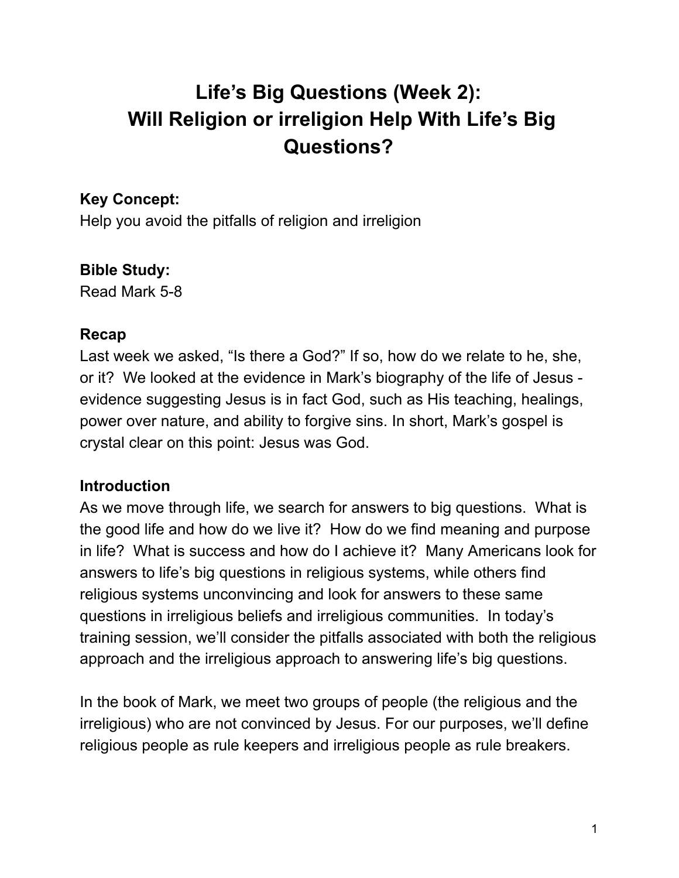# Life's Big Questions (Week 2): Will Religion or irreligion Help With Life's Big Questions?

**Key Concept:**
Help you avoid the pitfalls of religion and irreligion

**Bible Study:**
Read Mark 5-8

**Recap**
Last week we asked, "Is there a God?" If so, how do we relate to he, she, or it? We looked at the evidence in Mark's biography of the life of Jesus - evidence suggesting Jesus is in fact God, such as His teaching, healings, power over nature, and ability to forgive sins. In short, Mark's gospel is crystal clear on this point: Jesus was God.

**Introduction**
As we move through life, we search for answers to big questions. What is the good life and how do we live it? How do we find meaning and purpose in life? What is success and how do I achieve it? Many Americans look for answers to life's big questions in religious systems, while others find religious systems unconvincing and look for answers to these same questions in irreligious beliefs and irreligious communities. In today's training session, we'll consider the pitfalls associated with both the religious approach and the irreligious approach to answering life's big questions.

In the book of Mark, we meet two groups of people (the religious and the irreligious) who are not convinced by Jesus. For our purposes, we'll define religious people as rule keepers and irreligious people as rule breakers.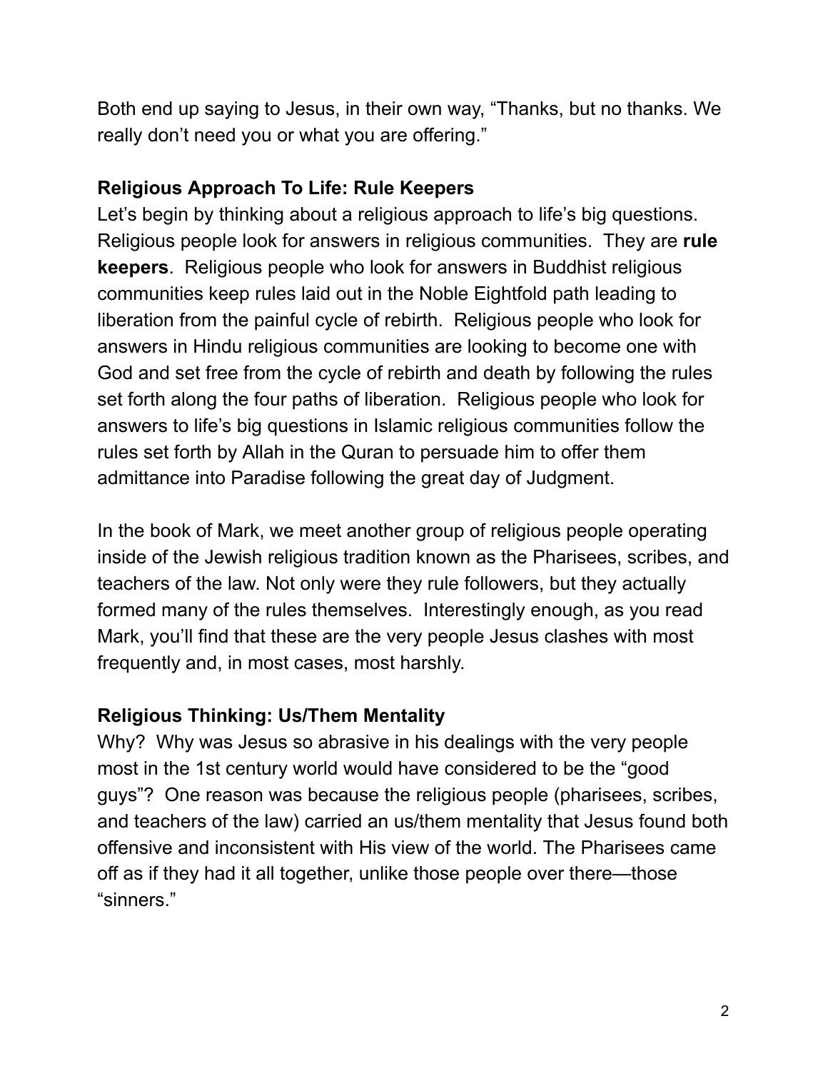Both end up saying to Jesus, in their own way, “Thanks, but no thanks. We really don’t need you or what you are offering.”

**Religious Approach To Life: Rule Keepers**

Let’s begin by thinking about a religious approach to life’s big questions. Religious people look for answers in religious communities. They are **rule keepers**. Religious people who look for answers in Buddhist religious communities keep rules laid out in the Noble Eightfold path leading to liberation from the painful cycle of rebirth. Religious people who look for answers in Hindu religious communities are looking to become one with God and set free from the cycle of rebirth and death by following the rules set forth along the four paths of liberation. Religious people who look for answers to life’s big questions in Islamic religious communities follow the rules set forth by Allah in the Quran to persuade him to offer them admittance into Paradise following the great day of Judgment.

In the book of Mark, we meet another group of religious people operating inside of the Jewish religious tradition known as the Pharisees, scribes, and teachers of the law. Not only were they rule followers, but they actually formed many of the rules themselves. Interestingly enough, as you read Mark, you’ll find that these are the very people Jesus clashes with most frequently and, in most cases, most harshly.

**Religious Thinking: Us/Them Mentality**

Why? Why was Jesus so abrasive in his dealings with the very people most in the 1st century world would have considered to be the “good guys”? One reason was because the religious people (pharisees, scribes, and teachers of the law) carried an us/them mentality that Jesus found both offensive and inconsistent with His view of the world. The Pharisees came off as if they had it all together, unlike those people over there—those “sinners.”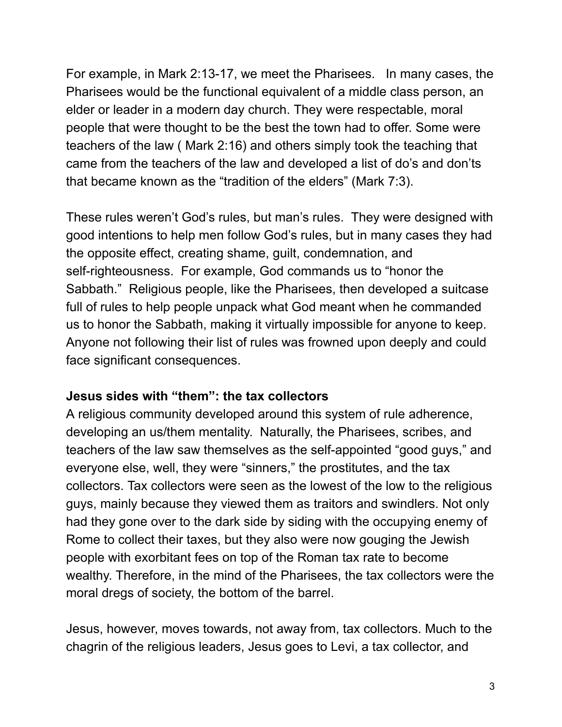For example, in Mark 2:13-17, we meet the Pharisees.   In many cases, the Pharisees would be the functional equivalent of a middle class person, an elder or leader in a modern day church. They were respectable, moral people that were thought to be the best the town had to offer. Some were teachers of the law ( Mark 2:16) and others simply took the teaching that came from the teachers of the law and developed a list of do's and don'ts that became known as the "tradition of the elders" (Mark 7:3).

These rules weren't God's rules, but man's rules.  They were designed with good intentions to help men follow God's rules, but in many cases they had the opposite effect, creating shame, guilt, condemnation, and self-righteousness.  For example, God commands us to "honor the Sabbath."  Religious people, like the Pharisees, then developed a suitcase full of rules to help people unpack what God meant when he commanded us to honor the Sabbath, making it virtually impossible for anyone to keep. Anyone not following their list of rules was frowned upon deeply and could face significant consequences.

**Jesus sides with "them": the tax collectors**

A religious community developed around this system of rule adherence, developing an us/them mentality.  Naturally, the Pharisees, scribes, and teachers of the law saw themselves as the self-appointed "good guys," and everyone else, well, they were "sinners," the prostitutes, and the tax collectors. Tax collectors were seen as the lowest of the low to the religious guys, mainly because they viewed them as traitors and swindlers. Not only had they gone over to the dark side by siding with the occupying enemy of Rome to collect their taxes, but they also were now gouging the Jewish people with exorbitant fees on top of the Roman tax rate to become wealthy. Therefore, in the mind of the Pharisees, the tax collectors were the moral dregs of society, the bottom of the barrel.

Jesus, however, moves towards, not away from, tax collectors. Much to the chagrin of the religious leaders, Jesus goes to Levi, a tax collector, and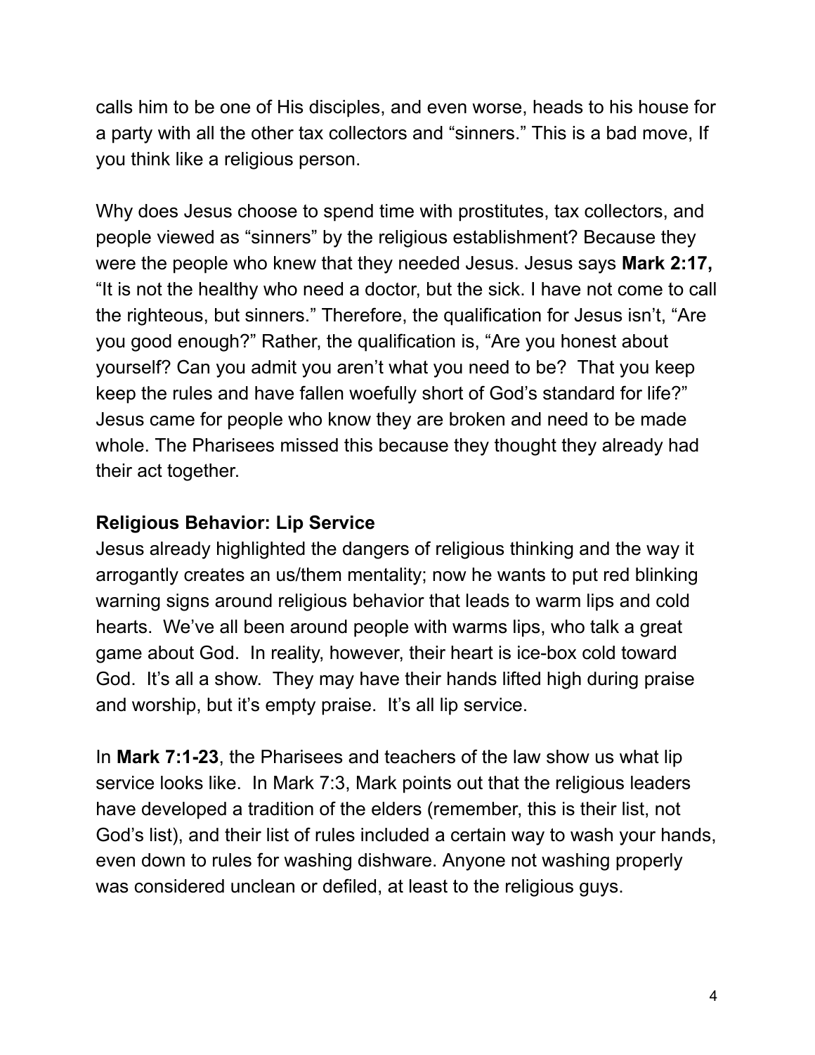calls him to be one of His disciples, and even worse, heads to his house for a party with all the other tax collectors and "sinners." This is a bad move, If you think like a religious person.

Why does Jesus choose to spend time with prostitutes, tax collectors, and people viewed as "sinners" by the religious establishment? Because they were the people who knew that they needed Jesus. Jesus says **Mark 2:17,** "It is not the healthy who need a doctor, but the sick. I have not come to call the righteous, but sinners." Therefore, the qualification for Jesus isn't, "Are you good enough?" Rather, the qualification is, "Are you honest about yourself? Can you admit you aren't what you need to be? That you keep keep the rules and have fallen woefully short of God's standard for life?" Jesus came for people who know they are broken and need to be made whole. The Pharisees missed this because they thought they already had their act together.

**Religious Behavior: Lip Service**

Jesus already highlighted the dangers of religious thinking and the way it arrogantly creates an us/them mentality; now he wants to put red blinking warning signs around religious behavior that leads to warm lips and cold hearts. We've all been around people with warms lips, who talk a great game about God. In reality, however, their heart is ice-box cold toward God. It's all a show. They may have their hands lifted high during praise and worship, but it's empty praise. It's all lip service.

In **Mark 7:1-23**, the Pharisees and teachers of the law show us what lip service looks like. In Mark 7:3, Mark points out that the religious leaders have developed a tradition of the elders (remember, this is their list, not God's list), and their list of rules included a certain way to wash your hands, even down to rules for washing dishware. Anyone not washing properly was considered unclean or defiled, at least to the religious guys.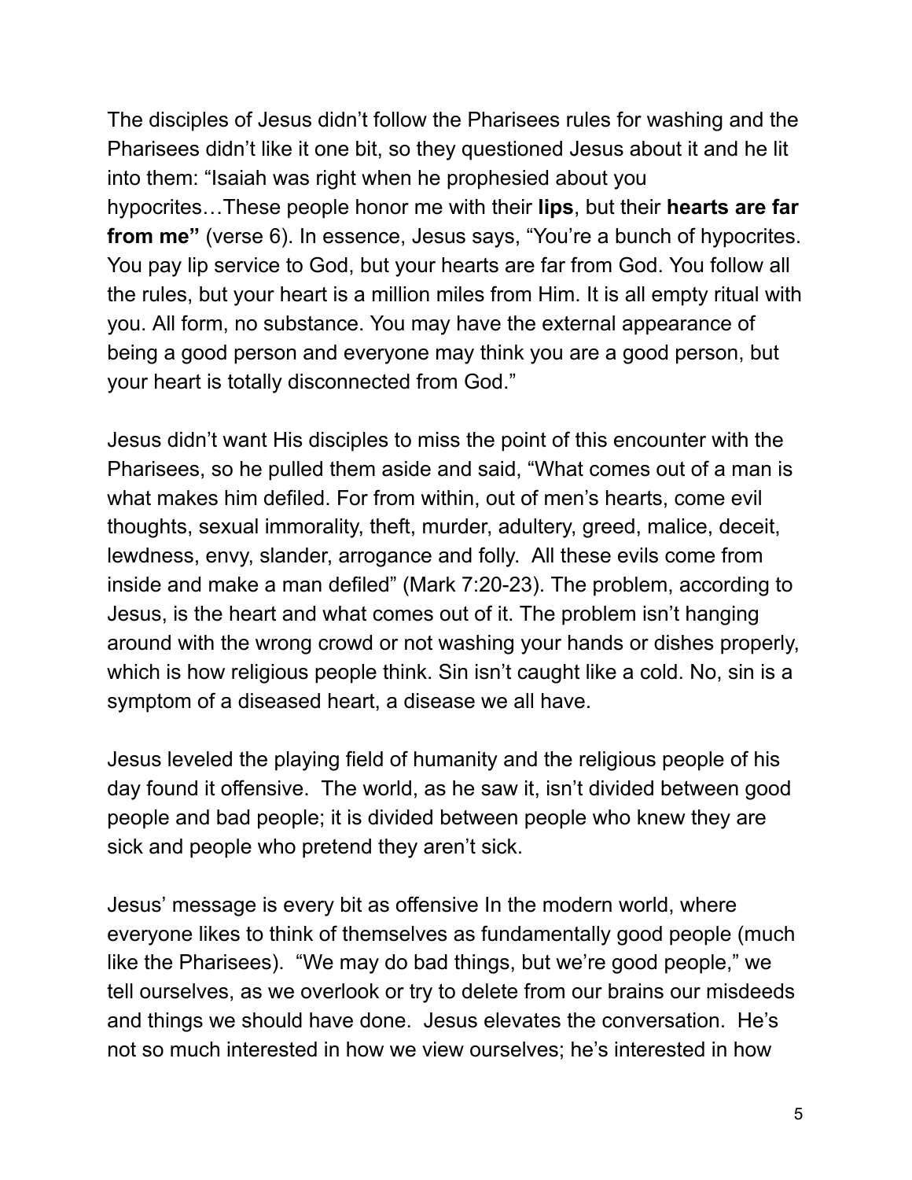The disciples of Jesus didn't follow the Pharisees rules for washing and the Pharisees didn't like it one bit, so they questioned Jesus about it and he lit into them: "Isaiah was right when he prophesied about you hypocrites…These people honor me with their **lips**, but their **hearts are far from me"** (verse 6). In essence, Jesus says, "You're a bunch of hypocrites. You pay lip service to God, but your hearts are far from God. You follow all the rules, but your heart is a million miles from Him. It is all empty ritual with you. All form, no substance. You may have the external appearance of being a good person and everyone may think you are a good person, but your heart is totally disconnected from God."

Jesus didn't want His disciples to miss the point of this encounter with the Pharisees, so he pulled them aside and said, "What comes out of a man is what makes him defiled. For from within, out of men's hearts, come evil thoughts, sexual immorality, theft, murder, adultery, greed, malice, deceit, lewdness, envy, slander, arrogance and folly. All these evils come from inside and make a man defiled" (Mark 7:20-23). The problem, according to Jesus, is the heart and what comes out of it. The problem isn't hanging around with the wrong crowd or not washing your hands or dishes properly, which is how religious people think. Sin isn't caught like a cold. No, sin is a symptom of a diseased heart, a disease we all have.

Jesus leveled the playing field of humanity and the religious people of his day found it offensive. The world, as he saw it, isn't divided between good people and bad people; it is divided between people who knew they are sick and people who pretend they aren't sick.

Jesus' message is every bit as offensive In the modern world, where everyone likes to think of themselves as fundamentally good people (much like the Pharisees). "We may do bad things, but we're good people," we tell ourselves, as we overlook or try to delete from our brains our misdeeds and things we should have done. Jesus elevates the conversation. He's not so much interested in how we view ourselves; he's interested in how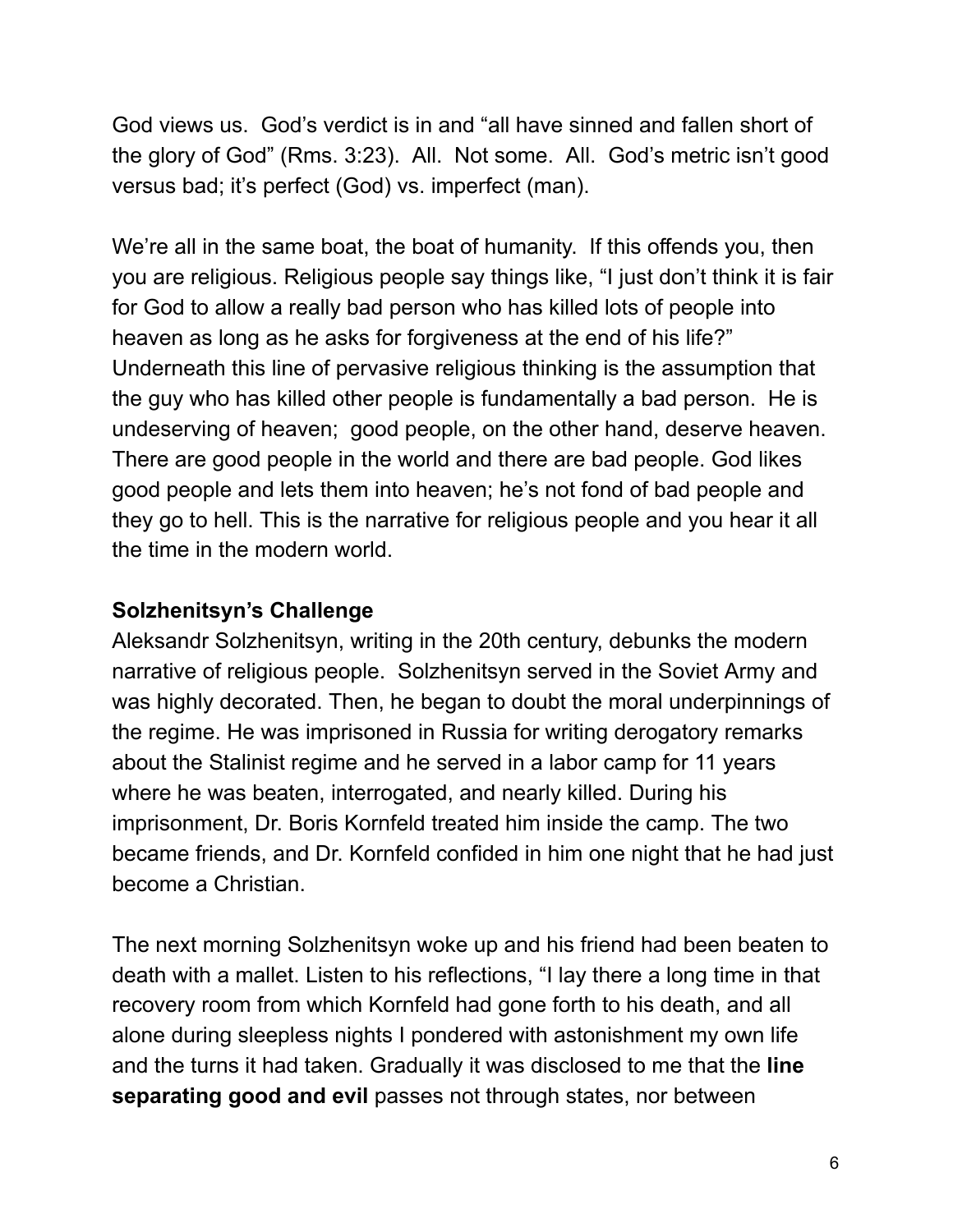God views us. God's verdict is in and "all have sinned and fallen short of the glory of God" (Rms. 3:23). All. Not some. All. God's metric isn't good versus bad; it's perfect (God) vs. imperfect (man).

We're all in the same boat, the boat of humanity. If this offends you, then you are religious. Religious people say things like, "I just don't think it is fair for God to allow a really bad person who has killed lots of people into heaven as long as he asks for forgiveness at the end of his life?" Underneath this line of pervasive religious thinking is the assumption that the guy who has killed other people is fundamentally a bad person. He is undeserving of heaven; good people, on the other hand, deserve heaven. There are good people in the world and there are bad people. God likes good people and lets them into heaven; he's not fond of bad people and they go to hell. This is the narrative for religious people and you hear it all the time in the modern world.

**Solzhenitsyn's Challenge**

Aleksandr Solzhenitsyn, writing in the 20th century, debunks the modern narrative of religious people. Solzhenitsyn served in the Soviet Army and was highly decorated. Then, he began to doubt the moral underpinnings of the regime. He was imprisoned in Russia for writing derogatory remarks about the Stalinist regime and he served in a labor camp for 11 years where he was beaten, interrogated, and nearly killed. During his imprisonment, Dr. Boris Kornfeld treated him inside the camp. The two became friends, and Dr. Kornfeld confided in him one night that he had just become a Christian.

The next morning Solzhenitsyn woke up and his friend had been beaten to death with a mallet. Listen to his reflections, "I lay there a long time in that recovery room from which Kornfeld had gone forth to his death, and all alone during sleepless nights I pondered with astonishment my own life and the turns it had taken. Gradually it was disclosed to me that the **line separating good and evil** passes not through states, nor between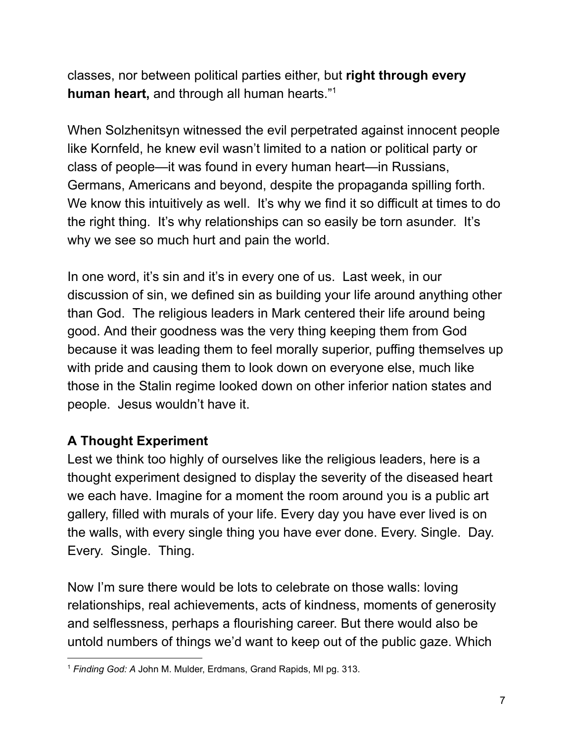classes, nor between political parties either, but **right through every human heart,** and through all human hearts."[1]

When Solzhenitsyn witnessed the evil perpetrated against innocent people like Kornfeld, he knew evil wasn't limited to a nation or political party or class of people—it was found in every human heart—in Russians, Germans, Americans and beyond, despite the propaganda spilling forth. We know this intuitively as well. It's why we find it so difficult at times to do the right thing. It's why relationships can so easily be torn asunder. It's why we see so much hurt and pain the world.

In one word, it's sin and it's in every one of us. Last week, in our discussion of sin, we defined sin as building your life around anything other than God. The religious leaders in Mark centered their life around being good. And their goodness was the very thing keeping them from God because it was leading them to feel morally superior, puffing themselves up with pride and causing them to look down on everyone else, much like those in the Stalin regime looked down on other inferior nation states and people. Jesus wouldn't have it.

## A Thought Experiment

Lest we think too highly of ourselves like the religious leaders, here is a thought experiment designed to display the severity of the diseased heart we each have. Imagine for a moment the room around you is a public art gallery, filled with murals of your life. Every day you have ever lived is on the walls, with every single thing you have ever done. Every. Single. Day. Every. Single. Thing.

Now I'm sure there would be lots to celebrate on those walls: loving relationships, real achievements, acts of kindness, moments of generosity and selflessness, perhaps a flourishing career. But there would also be untold numbers of things we'd want to keep out of the public gaze. Which

---

[1] *Finding God: A* John M. Mulder, Erdmans, Grand Rapids, MI pg. 313.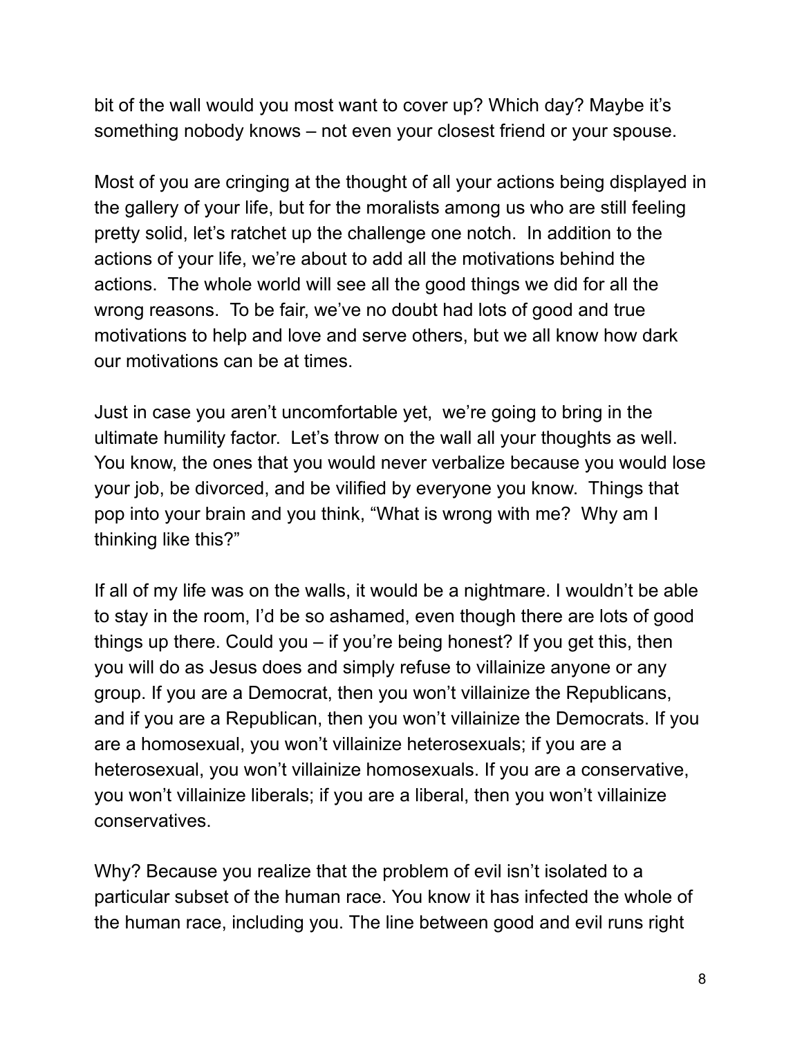bit of the wall would you most want to cover up? Which day? Maybe it's something nobody knows – not even your closest friend or your spouse.

Most of you are cringing at the thought of all your actions being displayed in the gallery of your life, but for the moralists among us who are still feeling pretty solid, let's ratchet up the challenge one notch. In addition to the actions of your life, we're about to add all the motivations behind the actions. The whole world will see all the good things we did for all the wrong reasons. To be fair, we've no doubt had lots of good and true motivations to help and love and serve others, but we all know how dark our motivations can be at times.

Just in case you aren't uncomfortable yet, we're going to bring in the ultimate humility factor. Let's throw on the wall all your thoughts as well. You know, the ones that you would never verbalize because you would lose your job, be divorced, and be vilified by everyone you know. Things that pop into your brain and you think, "What is wrong with me? Why am I thinking like this?"

If all of my life was on the walls, it would be a nightmare. I wouldn't be able to stay in the room, I'd be so ashamed, even though there are lots of good things up there. Could you – if you're being honest? If you get this, then you will do as Jesus does and simply refuse to villainize anyone or any group. If you are a Democrat, then you won't villainize the Republicans, and if you are a Republican, then you won't villainize the Democrats. If you are a homosexual, you won't villainize heterosexuals; if you are a heterosexual, you won't villainize homosexuals. If you are a conservative, you won't villainize liberals; if you are a liberal, then you won't villainize conservatives.

Why? Because you realize that the problem of evil isn't isolated to a particular subset of the human race. You know it has infected the whole of the human race, including you. The line between good and evil runs right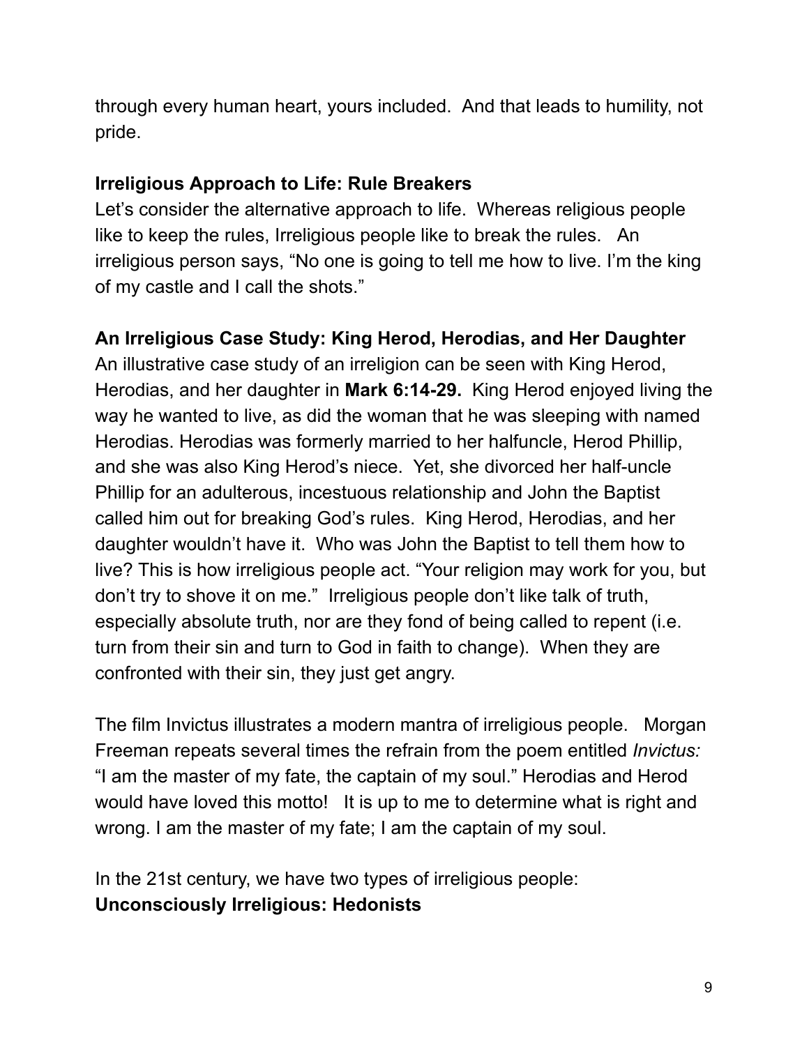through every human heart, yours included. And that leads to humility, not pride.

**Irreligious Approach to Life: Rule Breakers**

Let's consider the alternative approach to life. Whereas religious people like to keep the rules, Irreligious people like to break the rules. An irreligious person says, "No one is going to tell me how to live. I'm the king of my castle and I call the shots."

**An Irreligious Case Study: King Herod, Herodias, and Her Daughter**

An illustrative case study of an irreligion can be seen with King Herod, Herodias, and her daughter in **Mark 6:14-29.** King Herod enjoyed living the way he wanted to live, as did the woman that he was sleeping with named Herodias. Herodias was formerly married to her halfuncle, Herod Phillip, and she was also King Herod's niece. Yet, she divorced her half-uncle Phillip for an adulterous, incestuous relationship and John the Baptist called him out for breaking God's rules. King Herod, Herodias, and her daughter wouldn't have it. Who was John the Baptist to tell them how to live? This is how irreligious people act. "Your religion may work for you, but don't try to shove it on me." Irreligious people don't like talk of truth, especially absolute truth, nor are they fond of being called to repent (i.e. turn from their sin and turn to God in faith to change). When they are confronted with their sin, they just get angry.

The film Invictus illustrates a modern mantra of irreligious people. Morgan Freeman repeats several times the refrain from the poem entitled *Invictus:* "I am the master of my fate, the captain of my soul." Herodias and Herod would have loved this motto! It is up to me to determine what is right and wrong. I am the master of my fate; I am the captain of my soul.

In the 21st century, we have two types of irreligious people:

**Unconsciously Irreligious: Hedonists**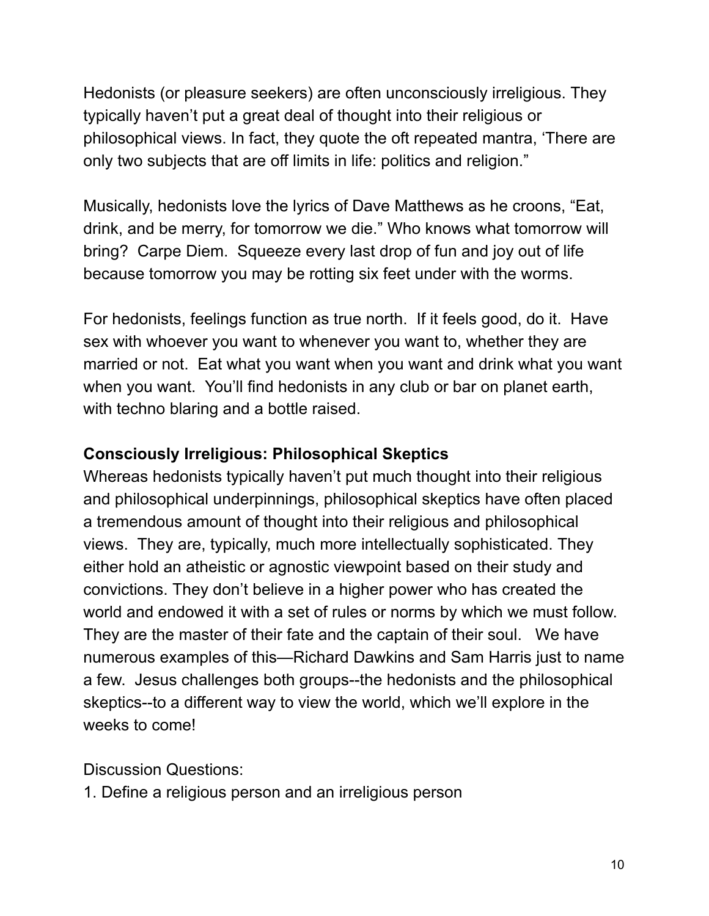Hedonists (or pleasure seekers) are often unconsciously irreligious. They typically haven't put a great deal of thought into their religious or philosophical views. In fact, they quote the oft repeated mantra, 'There are only two subjects that are off limits in life: politics and religion."

Musically, hedonists love the lyrics of Dave Matthews as he croons, "Eat, drink, and be merry, for tomorrow we die." Who knows what tomorrow will bring? Carpe Diem. Squeeze every last drop of fun and joy out of life because tomorrow you may be rotting six feet under with the worms.

For hedonists, feelings function as true north. If it feels good, do it. Have sex with whoever you want to whenever you want to, whether they are married or not. Eat what you want when you want and drink what you want when you want. You'll find hedonists in any club or bar on planet earth, with techno blaring and a bottle raised.

**Consciously Irreligious: Philosophical Skeptics**

Whereas hedonists typically haven't put much thought into their religious and philosophical underpinnings, philosophical skeptics have often placed a tremendous amount of thought into their religious and philosophical views. They are, typically, much more intellectually sophisticated. They either hold an atheistic or agnostic viewpoint based on their study and convictions. They don't believe in a higher power who has created the world and endowed it with a set of rules or norms by which we must follow. They are the master of their fate and the captain of their soul. We have numerous examples of this—Richard Dawkins and Sam Harris just to name a few. Jesus challenges both groups--the hedonists and the philosophical skeptics--to a different way to view the world, which we'll explore in the weeks to come!

Discussion Questions:

1. Define a religious person and an irreligious person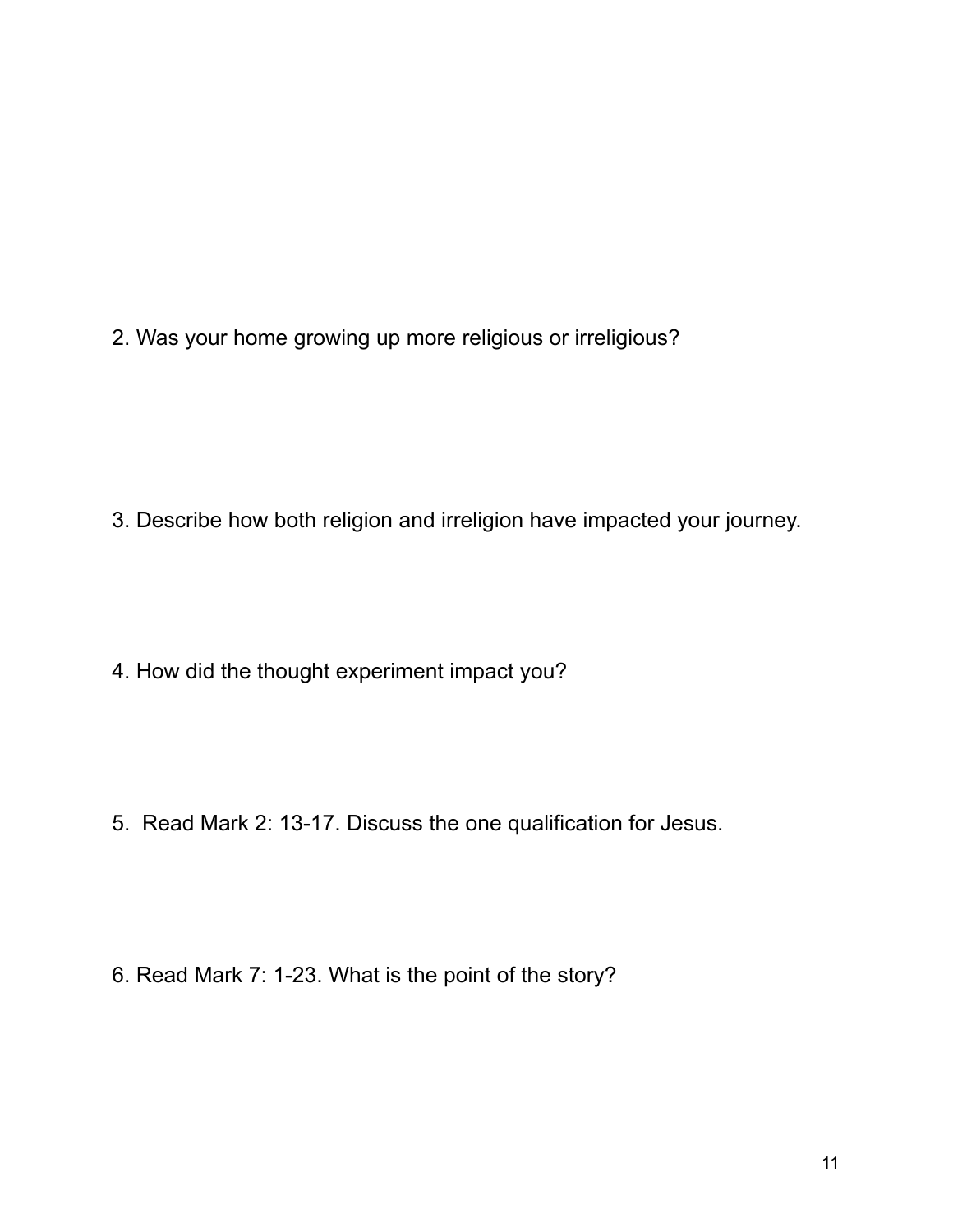2. Was your home growing up more religious or irreligious?

3. Describe how both religion and irreligion have impacted your journey.

4. How did the thought experiment impact you?

5. Read Mark 2: 13-17. Discuss the one qualification for Jesus.

6. Read Mark 7: 1-23. What is the point of the story?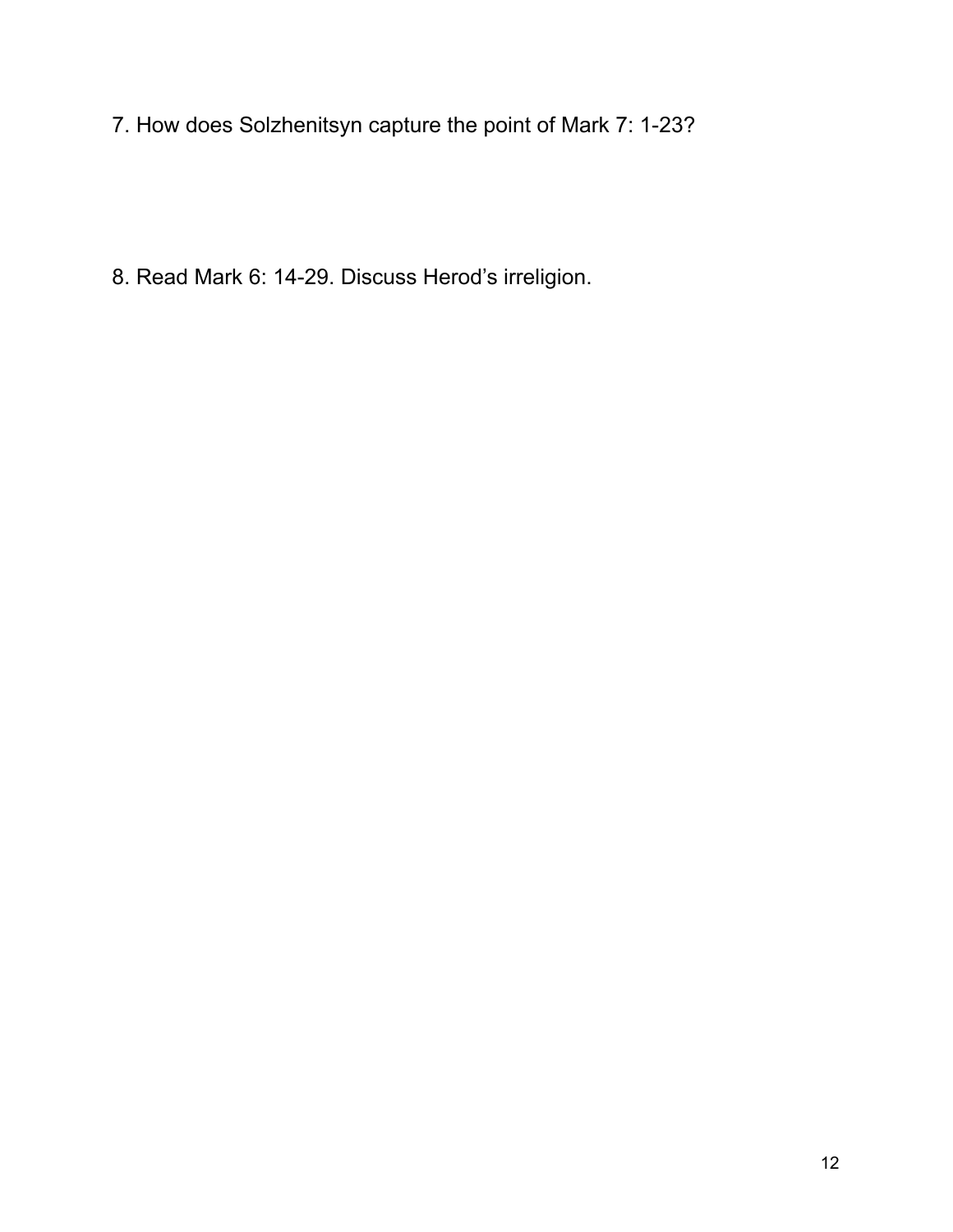7. How does Solzhenitsyn capture the point of Mark 7: 1-23?

8. Read Mark 6: 14-29. Discuss Herod's irreligion.